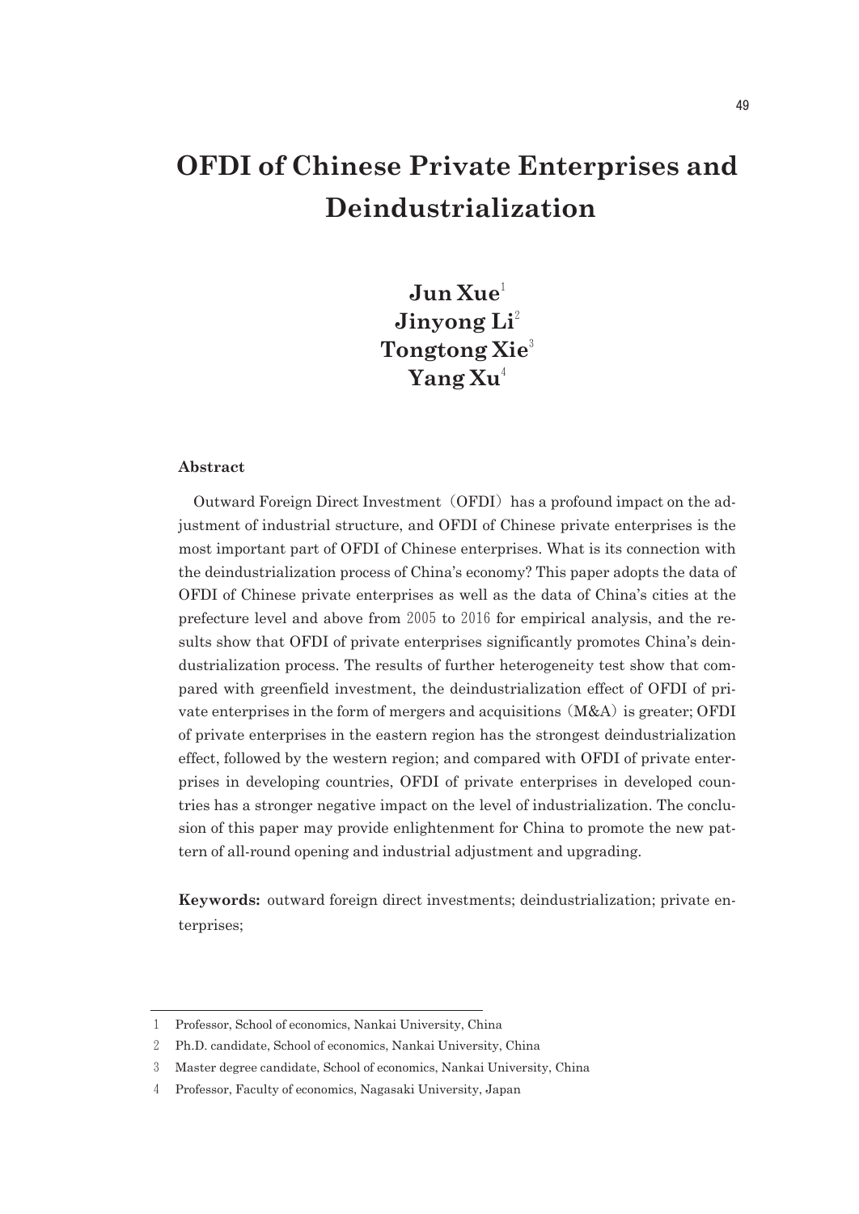# OFDI of Chinese Private Enterprises and Deindustrialization

**Jun Xue**[1]
**Jinyong Li**[2]
**Tongtong Xie**[3]
**Yang Xu**[4]

**Abstract**

Outward Foreign Direct Investment (OFDI) has a profound impact on the adjustment of industrial structure, and OFDI of Chinese private enterprises is the most important part of OFDI of Chinese enterprises. What is its connection with the deindustrialization process of China's economy? This paper adopts the data of OFDI of Chinese private enterprises as well as the data of China's cities at the prefecture level and above from 2005 to 2016 for empirical analysis, and the results show that OFDI of private enterprises significantly promotes China's deindustrialization process. The results of further heterogeneity test show that compared with greenfield investment, the deindustrialization effect of OFDI of private enterprises in the form of mergers and acquisitions (M&A) is greater; OFDI of private enterprises in the eastern region has the strongest deindustrialization effect, followed by the western region; and compared with OFDI of private enterprises in developing countries, OFDI of private enterprises in developed countries has a stronger negative impact on the level of industrialization. The conclusion of this paper may provide enlightenment for China to promote the new pattern of all-round opening and industrial adjustment and upgrading.

**Keywords:** outward foreign direct investments; deindustrialization; private enterprises;

---

1 Professor, School of economics, Nankai University, China

2 Ph.D. candidate, School of economics, Nankai University, China

3 Master degree candidate, School of economics, Nankai University, China

4 Professor, Faculty of economics, Nagasaki University, Japan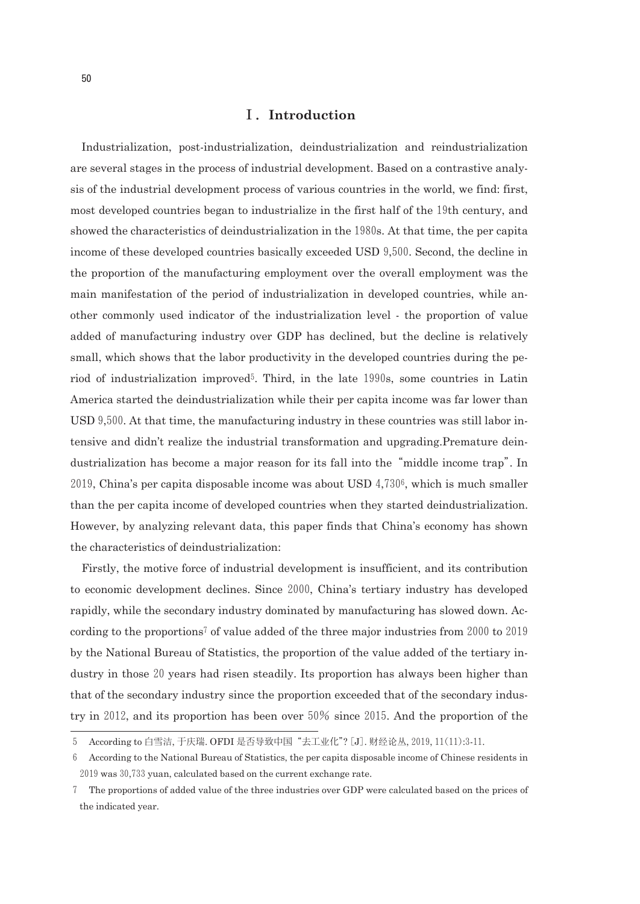## Ⅰ. Introduction

Industrialization, post-industrialization, deindustrialization and reindustrialization are several stages in the process of industrial development. Based on a contrastive analysis of the industrial development process of various countries in the world, we find: first, most developed countries began to industrialize in the first half of the 19th century, and showed the characteristics of deindustrialization in the 1980s. At that time, the per capita income of these developed countries basically exceeded USD 9,500. Second, the decline in the proportion of the manufacturing employment over the overall employment was the main manifestation of the period of industrialization in developed countries, while another commonly used indicator of the industrialization level - the proportion of value added of manufacturing industry over GDP has declined, but the decline is relatively small, which shows that the labor productivity in the developed countries during the period of industrialization improved[5]. Third, in the late 1990s, some countries in Latin America started the deindustrialization while their per capita income was far lower than USD 9,500. At that time, the manufacturing industry in these countries was still labor intensive and didn't realize the industrial transformation and upgrading.Premature deindustrialization has become a major reason for its fall into the "middle income trap". In 2019, China's per capita disposable income was about USD 4,730[6], which is much smaller than the per capita income of developed countries when they started deindustrialization. However, by analyzing relevant data, this paper finds that China's economy has shown the characteristics of deindustrialization:

Firstly, the motive force of industrial development is insufficient, and its contribution to economic development declines. Since 2000, China's tertiary industry has developed rapidly, while the secondary industry dominated by manufacturing has slowed down. According to the proportions[7] of value added of the three major industries from 2000 to 2019 by the National Bureau of Statistics, the proportion of the value added of the tertiary industry in those 20 years had risen steadily. Its proportion has always been higher than that of the secondary industry since the proportion exceeded that of the secondary industry in 2012, and its proportion has been over 50% since 2015. And the proportion of the

---

5 According to 白雪洁, 于庆瑞. OFDI 是否导致中国"去工业化"? [J]. 财经论丛, 2019, 11(11):3-11.

6 According to the National Bureau of Statistics, the per capita disposable income of Chinese residents in 2019 was 30,733 yuan, calculated based on the current exchange rate.

7 The proportions of added value of the three industries over GDP were calculated based on the prices of the indicated year.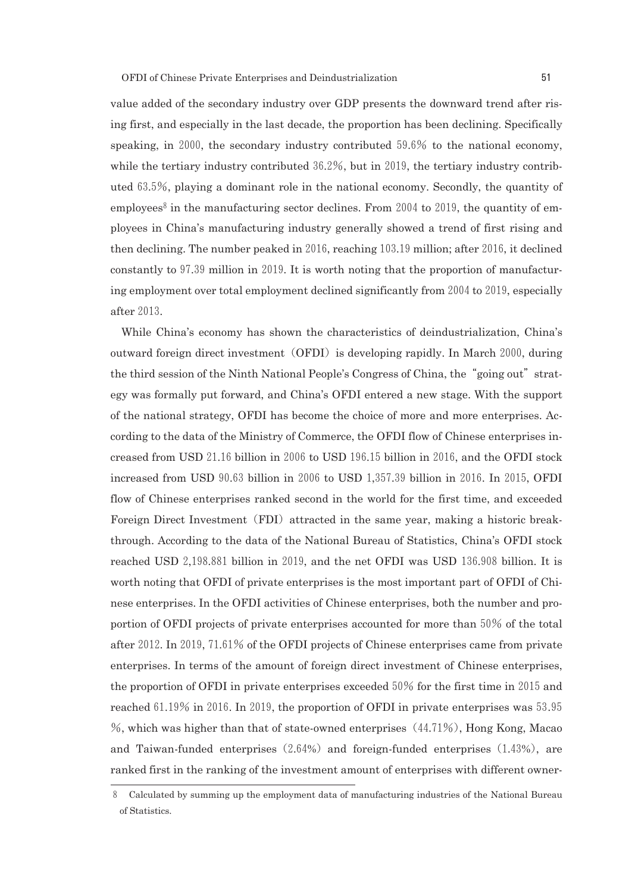value added of the secondary industry over GDP presents the downward trend after rising first, and especially in the last decade, the proportion has been declining. Specifically speaking, in 2000, the secondary industry contributed 59.6% to the national economy, while the tertiary industry contributed 36.2%, but in 2019, the tertiary industry contributed 63.5%, playing a dominant role in the national economy. Secondly, the quantity of employees[8] in the manufacturing sector declines. From 2004 to 2019, the quantity of employees in China's manufacturing industry generally showed a trend of first rising and then declining. The number peaked in 2016, reaching 103.19 million; after 2016, it declined constantly to 97.39 million in 2019. It is worth noting that the proportion of manufacturing employment over total employment declined significantly from 2004 to 2019, especially after 2013.

While China's economy has shown the characteristics of deindustrialization, China's outward foreign direct investment (OFDI) is developing rapidly. In March 2000, during the third session of the Ninth National People's Congress of China, the "going out" strategy was formally put forward, and China's OFDI entered a new stage. With the support of the national strategy, OFDI has become the choice of more and more enterprises. According to the data of the Ministry of Commerce, the OFDI flow of Chinese enterprises increased from USD 21.16 billion in 2006 to USD 196.15 billion in 2016, and the OFDI stock increased from USD 90.63 billion in 2006 to USD 1,357.39 billion in 2016. In 2015, OFDI flow of Chinese enterprises ranked second in the world for the first time, and exceeded Foreign Direct Investment (FDI) attracted in the same year, making a historic breakthrough. According to the data of the National Bureau of Statistics, China's OFDI stock reached USD 2,198.881 billion in 2019, and the net OFDI was USD 136.908 billion. It is worth noting that OFDI of private enterprises is the most important part of OFDI of Chinese enterprises. In the OFDI activities of Chinese enterprises, both the number and proportion of OFDI projects of private enterprises accounted for more than 50% of the total after 2012. In 2019, 71.61% of the OFDI projects of Chinese enterprises came from private enterprises. In terms of the amount of foreign direct investment of Chinese enterprises, the proportion of OFDI in private enterprises exceeded 50% for the first time in 2015 and reached 61.19% in 2016. In 2019, the proportion of OFDI in private enterprises was 53.95 %, which was higher than that of state-owned enterprises (44.71%), Hong Kong, Macao and Taiwan-funded enterprises (2.64%) and foreign-funded enterprises (1.43%), are ranked first in the ranking of the investment amount of enterprises with different owner-

8 Calculated by summing up the employment data of manufacturing industries of the National Bureau of Statistics.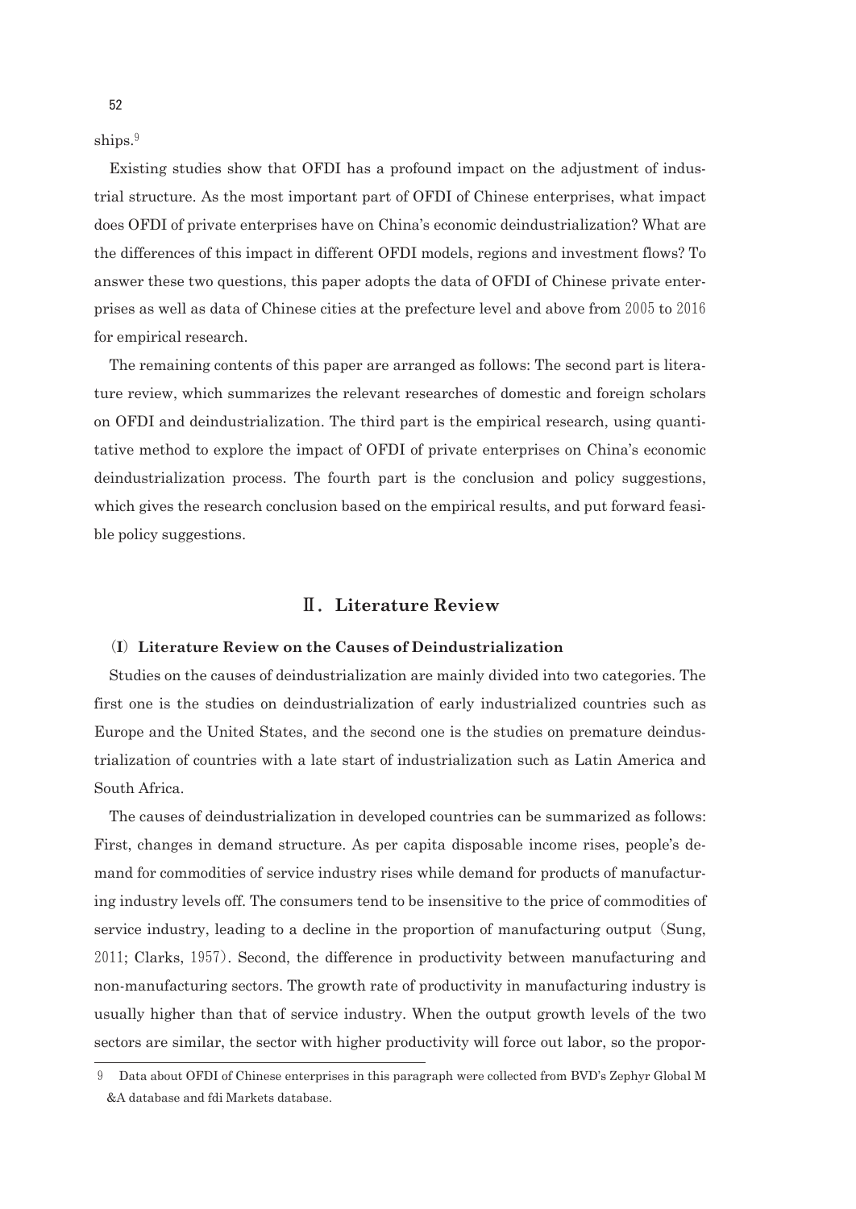ships.[9]

Existing studies show that OFDI has a profound impact on the adjustment of industrial structure. As the most important part of OFDI of Chinese enterprises, what impact does OFDI of private enterprises have on China's economic deindustrialization? What are the differences of this impact in different OFDI models, regions and investment flows? To answer these two questions, this paper adopts the data of OFDI of Chinese private enterprises as well as data of Chinese cities at the prefecture level and above from 2005 to 2016 for empirical research.

The remaining contents of this paper are arranged as follows: The second part is literature review, which summarizes the relevant researches of domestic and foreign scholars on OFDI and deindustrialization. The third part is the empirical research, using quantitative method to explore the impact of OFDI of private enterprises on China's economic deindustrialization process. The fourth part is the conclusion and policy suggestions, which gives the research conclusion based on the empirical results, and put forward feasible policy suggestions.

## Ⅱ. Literature Review

### (I) Literature Review on the Causes of Deindustrialization

Studies on the causes of deindustrialization are mainly divided into two categories. The first one is the studies on deindustrialization of early industrialized countries such as Europe and the United States, and the second one is the studies on premature deindustrialization of countries with a late start of industrialization such as Latin America and South Africa.

The causes of deindustrialization in developed countries can be summarized as follows: First, changes in demand structure. As per capita disposable income rises, people's demand for commodities of service industry rises while demand for products of manufacturing industry levels off. The consumers tend to be insensitive to the price of commodities of service industry, leading to a decline in the proportion of manufacturing output (Sung, 2011; Clarks, 1957). Second, the difference in productivity between manufacturing and non-manufacturing sectors. The growth rate of productivity in manufacturing industry is usually higher than that of service industry. When the output growth levels of the two sectors are similar, the sector with higher productivity will force out labor, so the propor-

[9] Data about OFDI of Chinese enterprises in this paragraph were collected from BVD's Zephyr Global M&A database and fdi Markets database.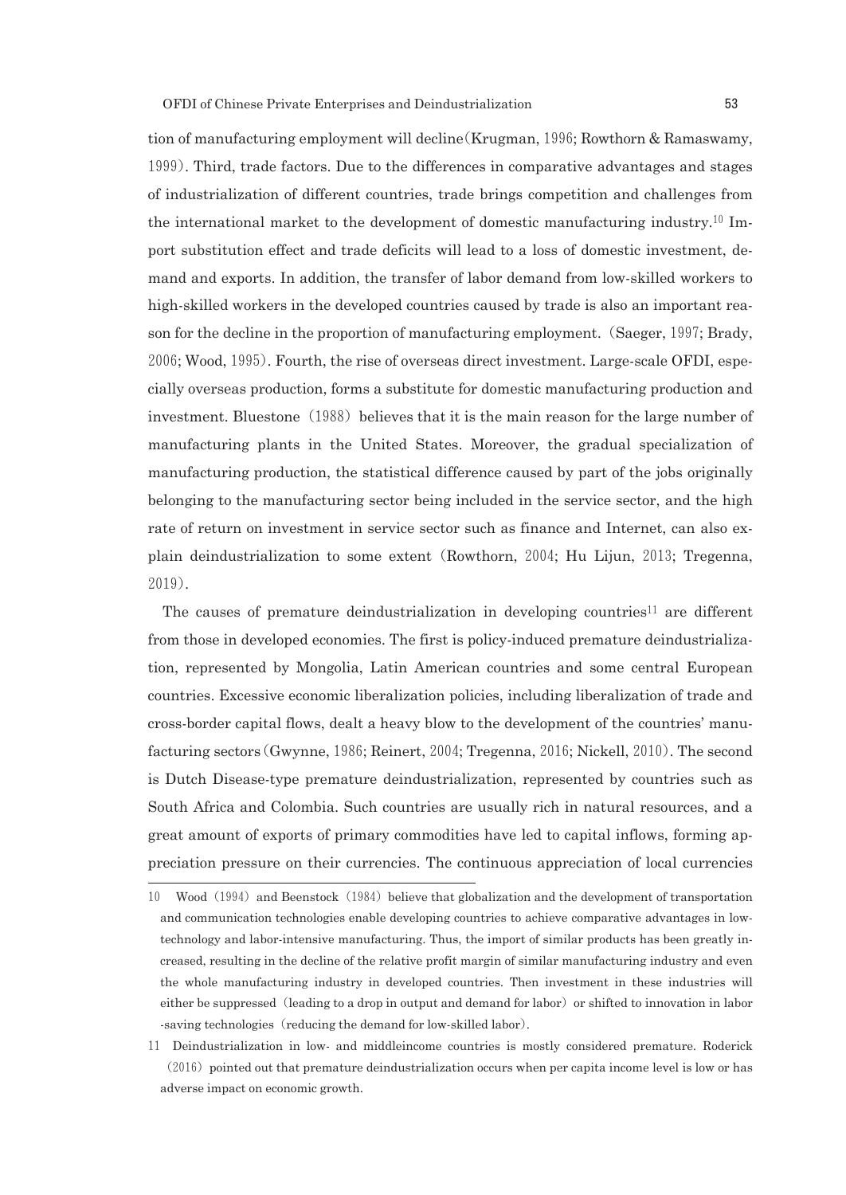tion of manufacturing employment will decline (Krugman, 1996; Rowthorn & Ramaswamy, 1999). Third, trade factors. Due to the differences in comparative advantages and stages of industrialization of different countries, trade brings competition and challenges from the international market to the development of domestic manufacturing industry.[10] Import substitution effect and trade deficits will lead to a loss of domestic investment, demand and exports. In addition, the transfer of labor demand from low-skilled workers to high-skilled workers in the developed countries caused by trade is also an important reason for the decline in the proportion of manufacturing employment. (Saeger, 1997; Brady, 2006; Wood, 1995). Fourth, the rise of overseas direct investment. Large-scale OFDI, especially overseas production, forms a substitute for domestic manufacturing production and investment. Bluestone (1988) believes that it is the main reason for the large number of manufacturing plants in the United States. Moreover, the gradual specialization of manufacturing production, the statistical difference caused by part of the jobs originally belonging to the manufacturing sector being included in the service sector, and the high rate of return on investment in service sector such as finance and Internet, can also explain deindustrialization to some extent (Rowthorn, 2004; Hu Lijun, 2013; Tregenna, 2019).

The causes of premature deindustrialization in developing countries[11] are different from those in developed economies. The first is policy-induced premature deindustrialization, represented by Mongolia, Latin American countries and some central European countries. Excessive economic liberalization policies, including liberalization of trade and cross-border capital flows, dealt a heavy blow to the development of the countries' manufacturing sectors (Gwynne, 1986; Reinert, 2004; Tregenna, 2016; Nickell, 2010). The second is Dutch Disease-type premature deindustrialization, represented by countries such as South Africa and Colombia. Such countries are usually rich in natural resources, and a great amount of exports of primary commodities have led to capital inflows, forming appreciation pressure on their currencies. The continuous appreciation of local currencies

---

10 Wood (1994) and Beenstock (1984) believe that globalization and the development of transportation and communication technologies enable developing countries to achieve comparative advantages in low-technology and labor-intensive manufacturing. Thus, the import of similar products has been greatly increased, resulting in the decline of the relative profit margin of similar manufacturing industry and even the whole manufacturing industry in developed countries. Then investment in these industries will either be suppressed (leading to a drop in output and demand for labor) or shifted to innovation in labor-saving technologies (reducing the demand for low-skilled labor).

11 Deindustrialization in low- and middleincome countries is mostly considered premature. Roderick (2016) pointed out that premature deindustrialization occurs when per capita income level is low or has adverse impact on economic growth.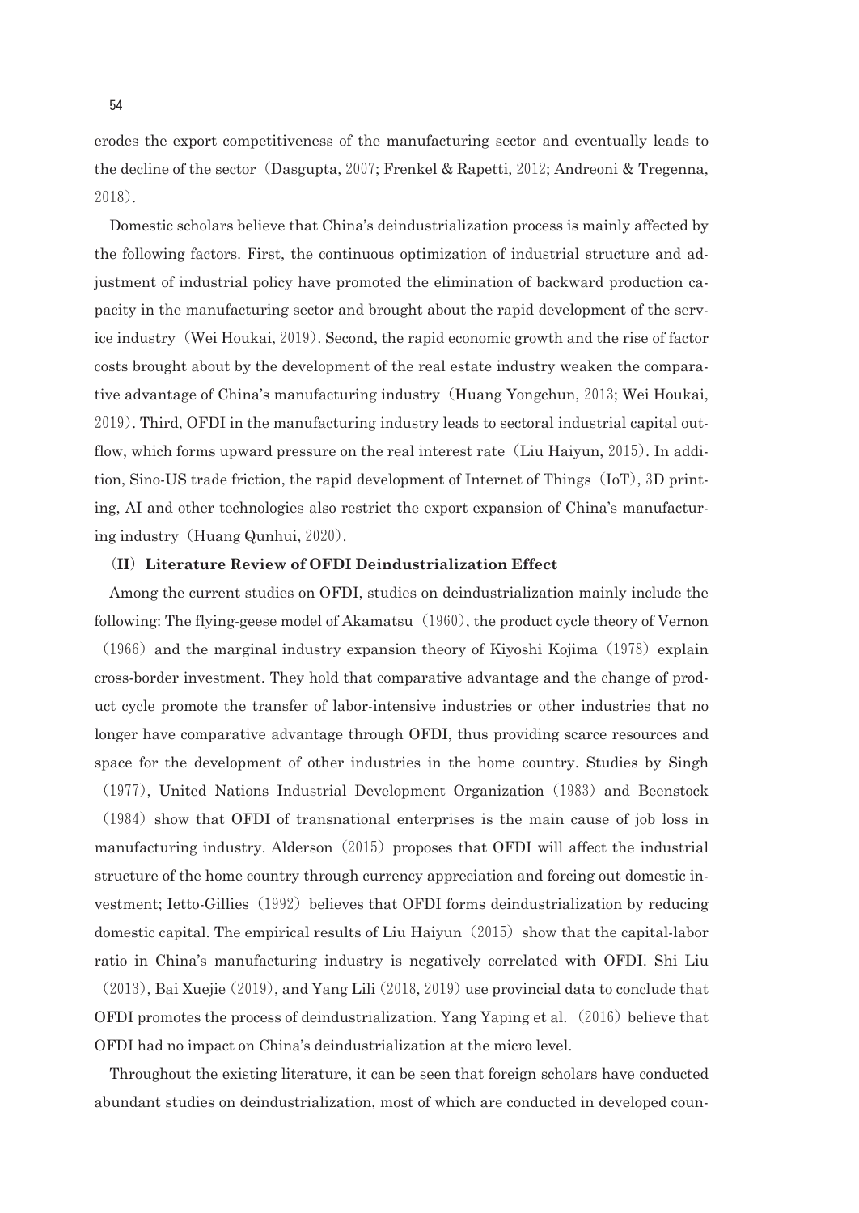erodes the export competitiveness of the manufacturing sector and eventually leads to the decline of the sector (Dasgupta, 2007; Frenkel & Rapetti, 2012; Andreoni & Tregenna, 2018).

Domestic scholars believe that China's deindustrialization process is mainly affected by the following factors. First, the continuous optimization of industrial structure and adjustment of industrial policy have promoted the elimination of backward production capacity in the manufacturing sector and brought about the rapid development of the service industry (Wei Houkai, 2019). Second, the rapid economic growth and the rise of factor costs brought about by the development of the real estate industry weaken the comparative advantage of China's manufacturing industry (Huang Yongchun, 2013; Wei Houkai, 2019). Third, OFDI in the manufacturing industry leads to sectoral industrial capital outflow, which forms upward pressure on the real interest rate (Liu Haiyun, 2015). In addition, Sino-US trade friction, the rapid development of Internet of Things (IoT), 3D printing, AI and other technologies also restrict the export expansion of China's manufacturing industry (Huang Qunhui, 2020).

### (II) Literature Review of OFDI Deindustrialization Effect

Among the current studies on OFDI, studies on deindustrialization mainly include the following: The flying-geese model of Akamatsu (1960), the product cycle theory of Vernon (1966) and the marginal industry expansion theory of Kiyoshi Kojima (1978) explain cross-border investment. They hold that comparative advantage and the change of product cycle promote the transfer of labor-intensive industries or other industries that no longer have comparative advantage through OFDI, thus providing scarce resources and space for the development of other industries in the home country. Studies by Singh (1977), United Nations Industrial Development Organization (1983) and Beenstock (1984) show that OFDI of transnational enterprises is the main cause of job loss in manufacturing industry. Alderson (2015) proposes that OFDI will affect the industrial structure of the home country through currency appreciation and forcing out domestic investment; Ietto-Gillies (1992) believes that OFDI forms deindustrialization by reducing domestic capital. The empirical results of Liu Haiyun (2015) show that the capital-labor ratio in China's manufacturing industry is negatively correlated with OFDI. Shi Liu (2013), Bai Xuejie (2019), and Yang Lili (2018, 2019) use provincial data to conclude that OFDI promotes the process of deindustrialization. Yang Yaping et al. (2016) believe that OFDI had no impact on China's deindustrialization at the micro level.

Throughout the existing literature, it can be seen that foreign scholars have conducted abundant studies on deindustrialization, most of which are conducted in developed coun-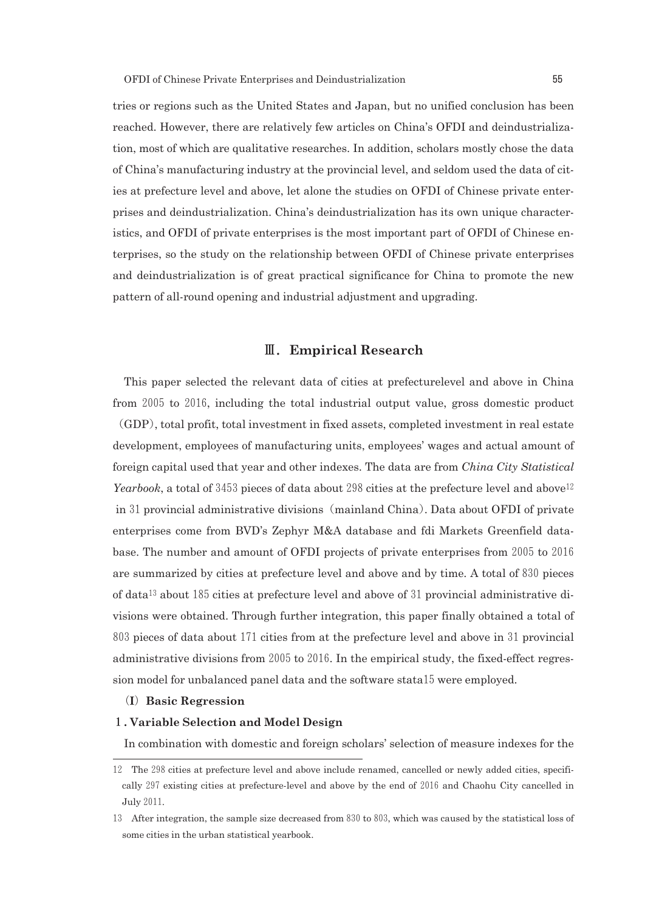tries or regions such as the United States and Japan, but no unified conclusion has been reached. However, there are relatively few articles on China's OFDI and deindustrialization, most of which are qualitative researches. In addition, scholars mostly chose the data of China's manufacturing industry at the provincial level, and seldom used the data of cities at prefecture level and above, let alone the studies on OFDI of Chinese private enterprises and deindustrialization. China's deindustrialization has its own unique characteristics, and OFDI of private enterprises is the most important part of OFDI of Chinese enterprises, so the study on the relationship between OFDI of Chinese private enterprises and deindustrialization is of great practical significance for China to promote the new pattern of all-round opening and industrial adjustment and upgrading.

## Ⅲ. Empirical Research

This paper selected the relevant data of cities at prefecturelevel and above in China from 2005 to 2016, including the total industrial output value, gross domestic product（GDP）, total profit, total investment in fixed assets, completed investment in real estate development, employees of manufacturing units, employees' wages and actual amount of foreign capital used that year and other indexes. The data are from *China City Statistical Yearbook*, a total of 3453 pieces of data about 298 cities at the prefecture level and above[12] in 31 provincial administrative divisions（mainland China）. Data about OFDI of private enterprises come from BVD's Zephyr M&A database and fdi Markets Greenfield database. The number and amount of OFDI projects of private enterprises from 2005 to 2016 are summarized by cities at prefecture level and above and by time. A total of 830 pieces of data[13] about 185 cities at prefecture level and above of 31 provincial administrative divisions were obtained. Through further integration, this paper finally obtained a total of 803 pieces of data about 171 cities from at the prefecture level and above in 31 provincial administrative divisions from 2005 to 2016. In the empirical study, the fixed-effect regression model for unbalanced panel data and the software stata15 were employed.

### （I）Basic Regression

#### 1. Variable Selection and Model Design

In combination with domestic and foreign scholars' selection of measure indexes for the

---

12 The 298 cities at prefecture level and above include renamed, cancelled or newly added cities, specifically 297 existing cities at prefecture-level and above by the end of 2016 and Chaohu City cancelled in July 2011.

13 After integration, the sample size decreased from 830 to 803, which was caused by the statistical loss of some cities in the urban statistical yearbook.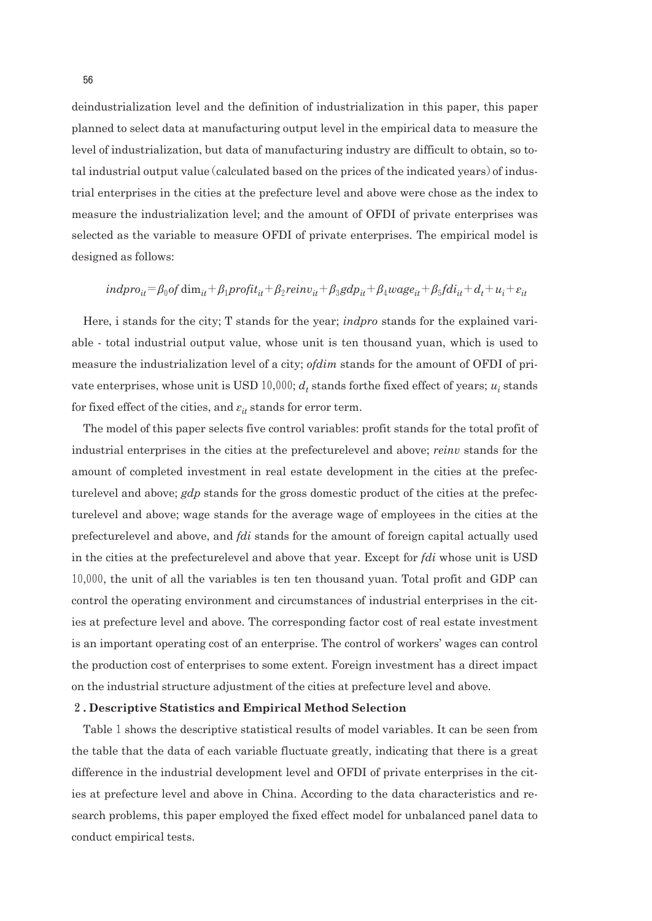deindustrialization level and the definition of industrialization in this paper, this paper planned to select data at manufacturing output level in the empirical data to measure the level of industrialization, but data of manufacturing industry are difficult to obtain, so total industrial output value (calculated based on the prices of the indicated years) of industrial enterprises in the cities at the prefecture level and above were chose as the index to measure the industrialization level; and the amount of OFDI of private enterprises was selected as the variable to measure OFDI of private enterprises. The empirical model is designed as follows:

$$indpro_{it}=\beta_0 ofdim_{it}+\beta_1 profit_{it}+\beta_2 reinv_{it}+\beta_3 gdp_{it}+\beta_4 wage_{it}+\beta_5 fdi_{it}+d_t+u_i+\varepsilon_{it}$$

Here, i stands for the city; T stands for the year; *indpro* stands for the explained variable - total industrial output value, whose unit is ten thousand yuan, which is used to measure the industrialization level of a city; *ofdim* stands for the amount of OFDI of private enterprises, whose unit is USD 10,000; $d_t$ stands forthe fixed effect of years; $u_i$ stands for fixed effect of the cities, and $\varepsilon_{it}$ stands for error term.

The model of this paper selects five control variables: profit stands for the total profit of industrial enterprises in the cities at the prefecturelevel and above; *reinv* stands for the amount of completed investment in real estate development in the cities at the prefecturelevel and above; *gdp* stands for the gross domestic product of the cities at the prefecturelevel and above; wage stands for the average wage of employees in the cities at the prefecturelevel and above, and *fdi* stands for the amount of foreign capital actually used in the cities at the prefecturelevel and above that year. Except for *fdi* whose unit is USD 10,000, the unit of all the variables is ten ten thousand yuan. Total profit and GDP can control the operating environment and circumstances of industrial enterprises in the cities at prefecture level and above. The corresponding factor cost of real estate investment is an important operating cost of an enterprise. The control of workers' wages can control the production cost of enterprises to some extent. Foreign investment has a direct impact on the industrial structure adjustment of the cities at prefecture level and above.

**2. Descriptive Statistics and Empirical Method Selection**

Table 1 shows the descriptive statistical results of model variables. It can be seen from the table that the data of each variable fluctuate greatly, indicating that there is a great difference in the industrial development level and OFDI of private enterprises in the cities at prefecture level and above in China. According to the data characteristics and research problems, this paper employed the fixed effect model for unbalanced panel data to conduct empirical tests.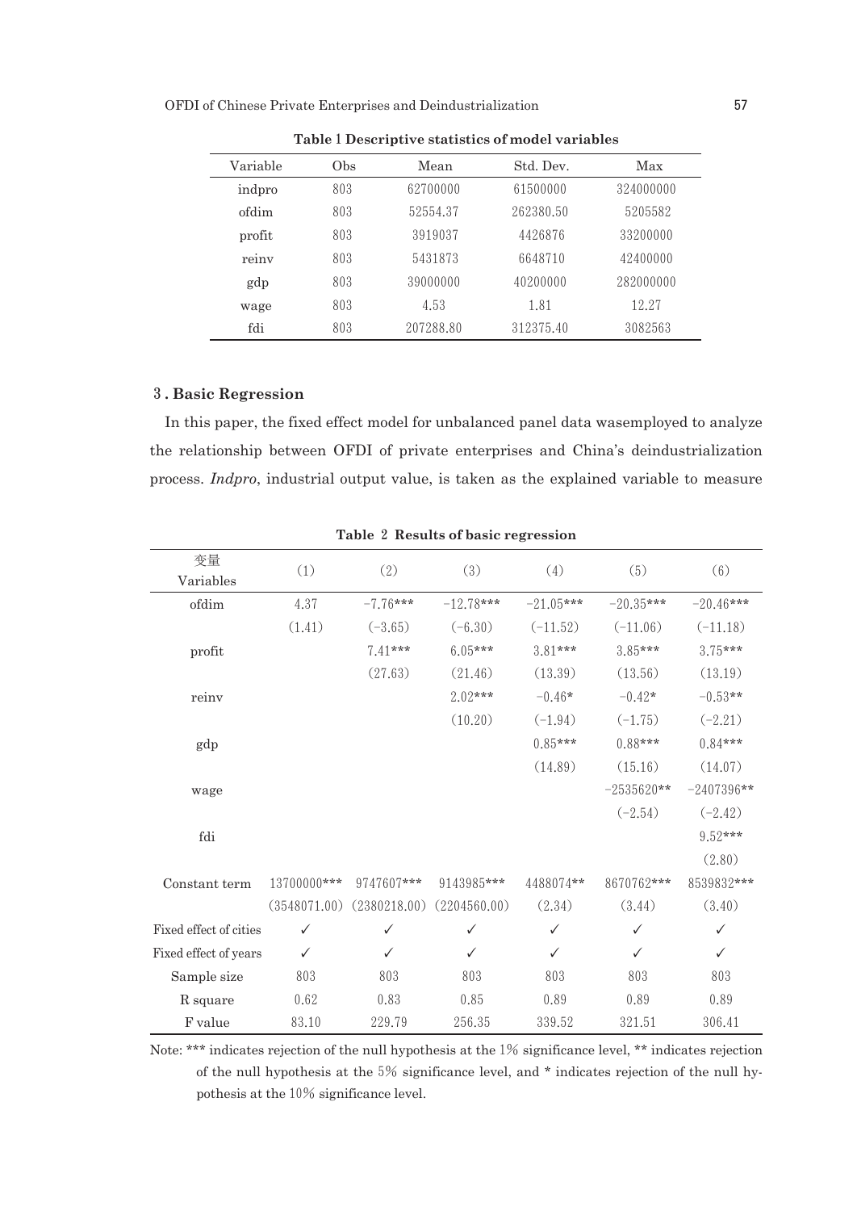**Table 1 Descriptive statistics of model variables**

| Variable | Obs | Mean | Std. Dev. | Max |
|---|---|---|---|---|
| indpro | 803 | 62700000 | 61500000 | 324000000 |
| ofdim | 803 | 52554.37 | 262380.50 | 5205582 |
| profit | 803 | 3919037 | 4426876 | 33200000 |
| reinv | 803 | 5431873 | 6648710 | 42400000 |
| gdp | 803 | 39000000 | 40200000 | 282000000 |
| wage | 803 | 4.53 | 1.81 | 12.27 |
| fdi | 803 | 207288.80 | 312375.40 | 3082563 |

### 3. Basic Regression

In this paper, the fixed effect model for unbalanced panel data wasemployed to analyze the relationship between OFDI of private enterprises and China's deindustrialization process. *Indpro*, industrial output value, is taken as the explained variable to measure

**Table 2 Results of basic regression**

| 变量 Variables | (1) | (2) | (3) | (4) | (5) | (6) |
|---|---|---|---|---|---|---|
| ofdim | 4.37 | −7.76*** | −12.78*** | −21.05*** | −20.35*** | −20.46*** |
| | (1.41) | (−3.65) | (−6.30) | (−11.52) | (−11.06) | (−11.18) |
| profit | | 7.41*** | 6.05*** | 3.81*** | 3.85*** | 3.75*** |
| | | (27.63) | (21.46) | (13.39) | (13.56) | (13.19) |
| reinv | | | 2.02*** | −0.46* | −0.42* | −0.53** |
| | | | (10.20) | (−1.94) | (−1.75) | (−2.21) |
| gdp | | | | 0.85*** | 0.88*** | 0.84*** |
| | | | | (14.89) | (15.16) | (14.07) |
| wage | | | | | −2535620** | −2407396** |
| | | | | | (−2.54) | (−2.42) |
| fdi | | | | | | 9.52*** |
| | | | | | | (2.80) |
| Constant term | 13700000*** | 9747607*** | 9143985*** | 4488074** | 8670762*** | 8539832*** |
| | (3548071.00) | (2380218.00) | (2204560.00) | (2.34) | (3.44) | (3.40) |
| Fixed effect of cities | ✓ | ✓ | ✓ | ✓ | ✓ | ✓ |
| Fixed effect of years | ✓ | ✓ | ✓ | ✓ | ✓ | ✓ |
| Sample size | 803 | 803 | 803 | 803 | 803 | 803 |
| R square | 0.62 | 0.83 | 0.85 | 0.89 | 0.89 | 0.89 |
| F value | 83.10 | 229.79 | 256.35 | 339.52 | 321.51 | 306.41 |

Note: *** indicates rejection of the null hypothesis at the 1% significance level, ** indicates rejection of the null hypothesis at the 5% significance level, and * indicates rejection of the null hypothesis at the 10% significance level.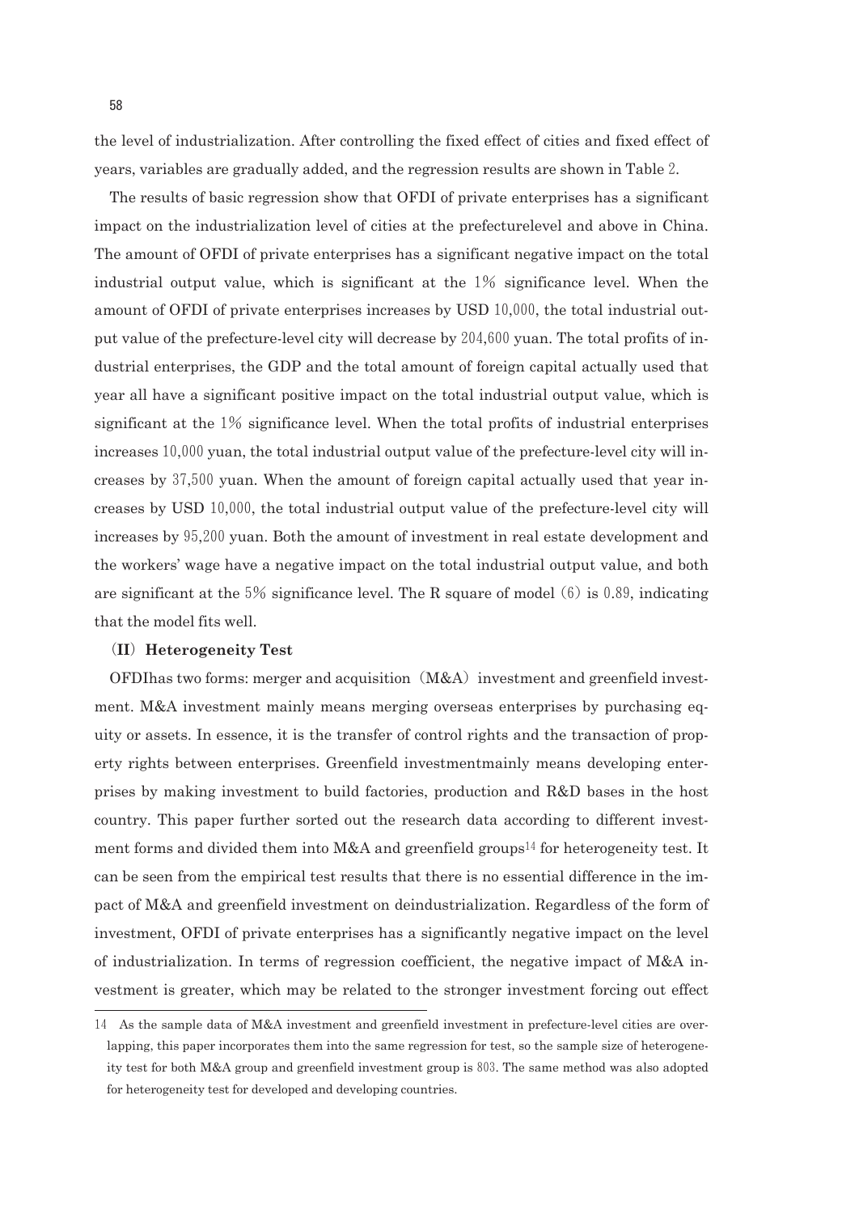the level of industrialization. After controlling the fixed effect of cities and fixed effect of years, variables are gradually added, and the regression results are shown in Table 2.

The results of basic regression show that OFDI of private enterprises has a significant impact on the industrialization level of cities at the prefecturelevel and above in China. The amount of OFDI of private enterprises has a significant negative impact on the total industrial output value, which is significant at the 1% significance level. When the amount of OFDI of private enterprises increases by USD 10,000, the total industrial output value of the prefecture-level city will decrease by 204,600 yuan. The total profits of industrial enterprises, the GDP and the total amount of foreign capital actually used that year all have a significant positive impact on the total industrial output value, which is significant at the 1% significance level. When the total profits of industrial enterprises increases 10,000 yuan, the total industrial output value of the prefecture-level city will increases by 37,500 yuan. When the amount of foreign capital actually used that year increases by USD 10,000, the total industrial output value of the prefecture-level city will increases by 95,200 yuan. Both the amount of investment in real estate development and the workers' wage have a negative impact on the total industrial output value, and both are significant at the 5% significance level. The R square of model (6) is 0.89, indicating that the model fits well.

**(II) Heterogeneity Test**

OFDIhas two forms: merger and acquisition (M&A) investment and greenfield investment. M&A investment mainly means merging overseas enterprises by purchasing equity or assets. In essence, it is the transfer of control rights and the transaction of property rights between enterprises. Greenfield investmentmainly means developing enterprises by making investment to build factories, production and R&D bases in the host country. This paper further sorted out the research data according to different investment forms and divided them into M&A and greenfield groups[14] for heterogeneity test. It can be seen from the empirical test results that there is no essential difference in the impact of M&A and greenfield investment on deindustrialization. Regardless of the form of investment, OFDI of private enterprises has a significantly negative impact on the level of industrialization. In terms of regression coefficient, the negative impact of M&A investment is greater, which may be related to the stronger investment forcing out effect

---

14 As the sample data of M&A investment and greenfield investment in prefecture-level cities are overlapping, this paper incorporates them into the same regression for test, so the sample size of heterogeneity test for both M&A group and greenfield investment group is 803. The same method was also adopted for heterogeneity test for developed and developing countries.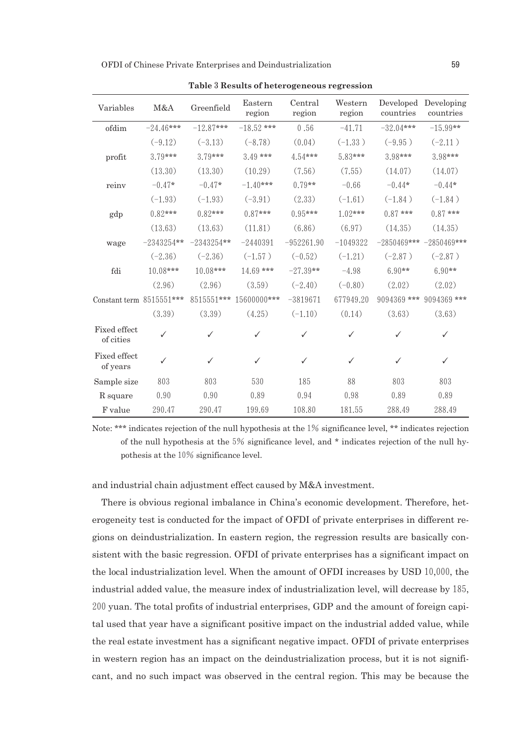**Table 3 Results of heterogeneous regression**

| Variables | M&A | Greenfield | Eastern region | Central region | Western region | Developed countries | Developing countries |
|---|---|---|---|---|---|---|---|
| ofdim | −24.46*** | −12.87*** | −18.52 *** | 0 .56 | −41.71 | −32.04*** | −15.99** |
| | (−9.12) | (−3.13) | (−8.78) | (0.04) | (−1.33 ) | (−9.95 ) | (−2.11 ) |
| profit | 3.79*** | 3.79*** | 3.49 *** | 4.54*** | 5.83*** | 3.98*** | 3.98*** |
| | (13.30) | (13.30) | (10.29) | (7.56) | (7.55) | (14.07) | (14.07) |
| reinv | −0.47* | −0.47* | −1.40*** | 0.79** | −0.66 | −0.44* | −0.44* |
| | (−1.93) | (−1.93) | (−3.91) | (2.33) | (−1.61) | (−1.84 ) | (−1.84 ) |
| gdp | 0.82*** | 0.82*** | 0.87*** | 0.95*** | 1.02*** | 0.87 *** | 0.87 *** |
| | (13.63) | (13.63) | (11.81) | (6.86) | (6.97) | (14.35) | (14.35) |
| wage | −2343254** | −2343254** | −2440391 | −952261.90 | −1049322 | −2850469*** | −2850469*** |
| | (−2.36) | (−2.36) | (−1.57 ) | (−0.52) | (−1.21) | (−2.87 ) | (−2.87 ) |
| fdi | 10.08*** | 10.08*** | 14.69 *** | −27.39** | −4.98 | 6.90** | 6.90** |
| | (2.96) | (2.96) | (3.59) | (−2.40) | (−0.80) | (2.02) | (2.02) |
| Constant term | 8515551*** | 8515551*** | 15600000*** | −3819671 | 677949.20 | 9094369 *** | 9094369 *** |
| | (3.39) | (3.39) | (4.25) | (−1.10) | (0.14) | (3.63) | (3.63) |
| Fixed effect of cities | ✓ | ✓ | ✓ | ✓ | ✓ | ✓ | ✓ |
| Fixed effect of years | ✓ | ✓ | ✓ | ✓ | ✓ | ✓ | ✓ |
| Sample size | 803 | 803 | 530 | 185 | 88 | 803 | 803 |
| R square | 0.90 | 0.90 | 0.89 | 0.94 | 0.98 | 0.89 | 0.89 |
| F value | 290.47 | 290.47 | 199.69 | 108.80 | 181.55 | 288.49 | 288.49 |

Note: *** indicates rejection of the null hypothesis at the 1% significance level, ** indicates rejection of the null hypothesis at the 5% significance level, and * indicates rejection of the null hypothesis at the 10% significance level.

and industrial chain adjustment effect caused by M&A investment.

There is obvious regional imbalance in China's economic development. Therefore, heterogeneity test is conducted for the impact of OFDI of private enterprises in different regions on deindustrialization. In eastern region, the regression results are basically consistent with the basic regression. OFDI of private enterprises has a significant impact on the local industrialization level. When the amount of OFDI increases by USD 10,000, the industrial added value, the measure index of industrialization level, will decrease by 185, 200 yuan. The total profits of industrial enterprises, GDP and the amount of foreign capital used that year have a significant positive impact on the industrial added value, while the real estate investment has a significant negative impact. OFDI of private enterprises in western region has an impact on the deindustrialization process, but it is not significant, and no such impact was observed in the central region. This may be because the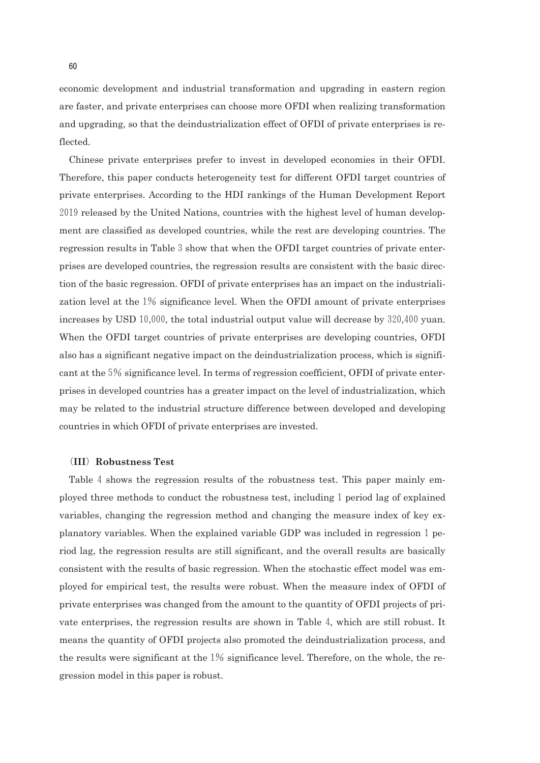economic development and industrial transformation and upgrading in eastern region are faster, and private enterprises can choose more OFDI when realizing transformation and upgrading, so that the deindustrialization effect of OFDI of private enterprises is reflected.

Chinese private enterprises prefer to invest in developed economies in their OFDI. Therefore, this paper conducts heterogeneity test for different OFDI target countries of private enterprises. According to the HDI rankings of the Human Development Report 2019 released by the United Nations, countries with the highest level of human development are classified as developed countries, while the rest are developing countries. The regression results in Table 3 show that when the OFDI target countries of private enterprises are developed countries, the regression results are consistent with the basic direction of the basic regression. OFDI of private enterprises has an impact on the industrialization level at the 1% significance level. When the OFDI amount of private enterprises increases by USD 10,000, the total industrial output value will decrease by 320,400 yuan. When the OFDI target countries of private enterprises are developing countries, OFDI also has a significant negative impact on the deindustrialization process, which is significant at the 5% significance level. In terms of regression coefficient, OFDI of private enterprises in developed countries has a greater impact on the level of industrialization, which may be related to the industrial structure difference between developed and developing countries in which OFDI of private enterprises are invested.

### (III) Robustness Test

Table 4 shows the regression results of the robustness test. This paper mainly employed three methods to conduct the robustness test, including 1 period lag of explained variables, changing the regression method and changing the measure index of key explanatory variables. When the explained variable GDP was included in regression 1 period lag, the regression results are still significant, and the overall results are basically consistent with the results of basic regression. When the stochastic effect model was employed for empirical test, the results were robust. When the measure index of OFDI of private enterprises was changed from the amount to the quantity of OFDI projects of private enterprises, the regression results are shown in Table 4, which are still robust. It means the quantity of OFDI projects also promoted the deindustrialization process, and the results were significant at the 1% significance level. Therefore, on the whole, the regression model in this paper is robust.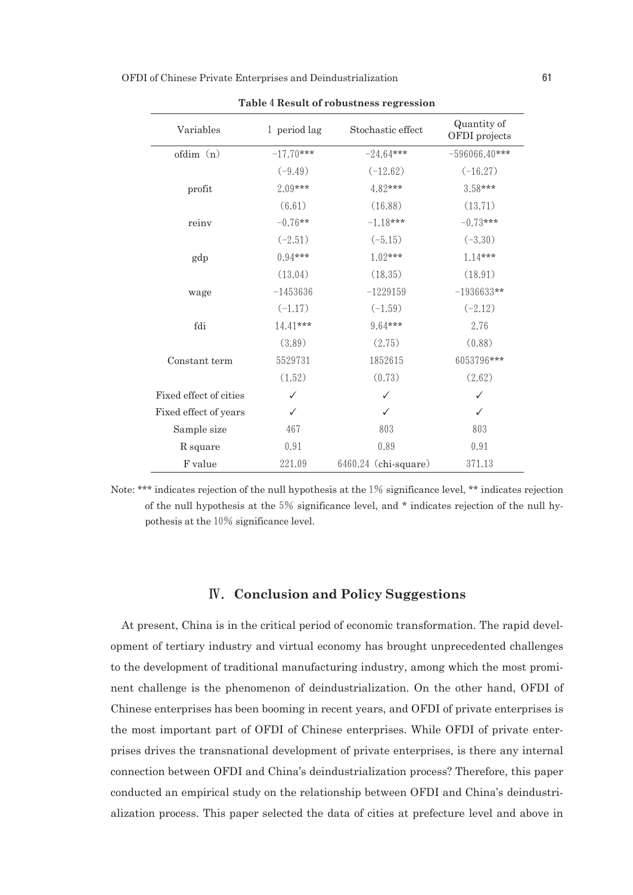**Table 4 Result of robustness regression**

| Variables | 1 period lag | Stochastic effect | Quantity of OFDI projects |
|---|---|---|---|
| ofdim（n） | −17.70*** | −24.64*** | −596066.40*** |
| | (−9.49) | (−12.62) | (−16.27) |
| profit | 2.09*** | 4.82*** | 3.58*** |
| | (6.61) | (16.88) | (13.71) |
| reinv | −0.76** | −1.18*** | −0.73*** |
| | (−2.51) | (−5.15) | (−3.30) |
| gdp | 0.94*** | 1.02*** | 1.14*** |
| | (13.04) | (18.35) | (18.91) |
| wage | −1453636 | −1229159 | −1936633** |
| | (−1.17) | (−1.59) | (−2.12) |
| fdi | 14.41*** | 9.64*** | 2.76 |
| | (3.89) | (2.75) | (0.88) |
| Constant term | 5529731 | 1852615 | 6053796*** |
| | (1.52) | (0.73) | (2.62) |
| Fixed effect of cities | ✓ | ✓ | ✓ |
| Fixed effect of years | ✓ | ✓ | ✓ |
| Sample size | 467 | 803 | 803 |
| R square | 0.91 | 0.89 | 0.91 |
| F value | 221.09 | 6460.24（chi-square） | 371.13 |

Note: *** indicates rejection of the null hypothesis at the 1% significance level, ** indicates rejection of the null hypothesis at the 5% significance level, and * indicates rejection of the null hypothesis at the 10% significance level.

## Ⅳ. Conclusion and Policy Suggestions

At present, China is in the critical period of economic transformation. The rapid development of tertiary industry and virtual economy has brought unprecedented challenges to the development of traditional manufacturing industry, among which the most prominent challenge is the phenomenon of deindustrialization. On the other hand, OFDI of Chinese enterprises has been booming in recent years, and OFDI of private enterprises is the most important part of OFDI of Chinese enterprises. While OFDI of private enterprises drives the transnational development of private enterprises, is there any internal connection between OFDI and China's deindustrialization process? Therefore, this paper conducted an empirical study on the relationship between OFDI and China's deindustrialization process. This paper selected the data of cities at prefecture level and above in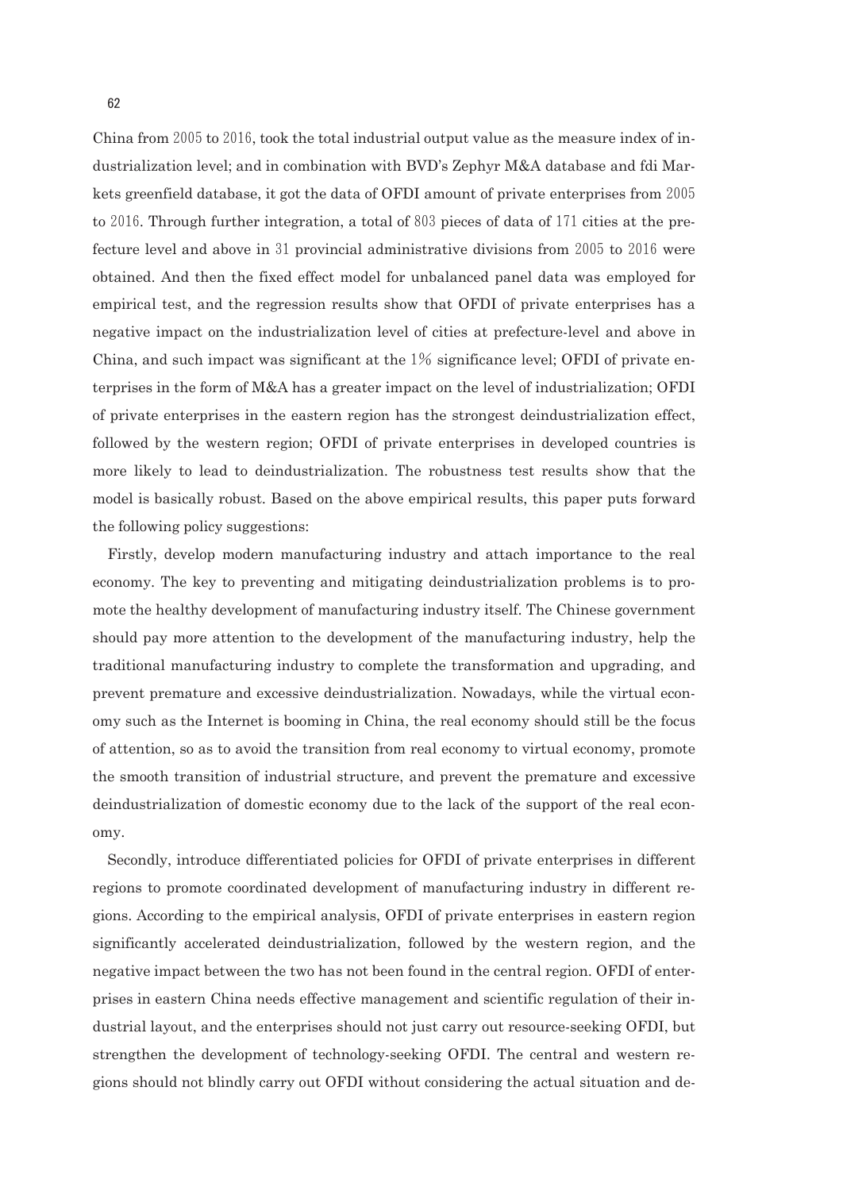China from 2005 to 2016, took the total industrial output value as the measure index of industrialization level; and in combination with BVD's Zephyr M&A database and fdi Markets greenfield database, it got the data of OFDI amount of private enterprises from 2005 to 2016. Through further integration, a total of 803 pieces of data of 171 cities at the prefecture level and above in 31 provincial administrative divisions from 2005 to 2016 were obtained. And then the fixed effect model for unbalanced panel data was employed for empirical test, and the regression results show that OFDI of private enterprises has a negative impact on the industrialization level of cities at prefecture-level and above in China, and such impact was significant at the 1% significance level; OFDI of private enterprises in the form of M&A has a greater impact on the level of industrialization; OFDI of private enterprises in the eastern region has the strongest deindustrialization effect, followed by the western region; OFDI of private enterprises in developed countries is more likely to lead to deindustrialization. The robustness test results show that the model is basically robust. Based on the above empirical results, this paper puts forward the following policy suggestions:

Firstly, develop modern manufacturing industry and attach importance to the real economy. The key to preventing and mitigating deindustrialization problems is to promote the healthy development of manufacturing industry itself. The Chinese government should pay more attention to the development of the manufacturing industry, help the traditional manufacturing industry to complete the transformation and upgrading, and prevent premature and excessive deindustrialization. Nowadays, while the virtual economy such as the Internet is booming in China, the real economy should still be the focus of attention, so as to avoid the transition from real economy to virtual economy, promote the smooth transition of industrial structure, and prevent the premature and excessive deindustrialization of domestic economy due to the lack of the support of the real economy.

Secondly, introduce differentiated policies for OFDI of private enterprises in different regions to promote coordinated development of manufacturing industry in different regions. According to the empirical analysis, OFDI of private enterprises in eastern region significantly accelerated deindustrialization, followed by the western region, and the negative impact between the two has not been found in the central region. OFDI of enterprises in eastern China needs effective management and scientific regulation of their industrial layout, and the enterprises should not just carry out resource-seeking OFDI, but strengthen the development of technology-seeking OFDI. The central and western regions should not blindly carry out OFDI without considering the actual situation and de-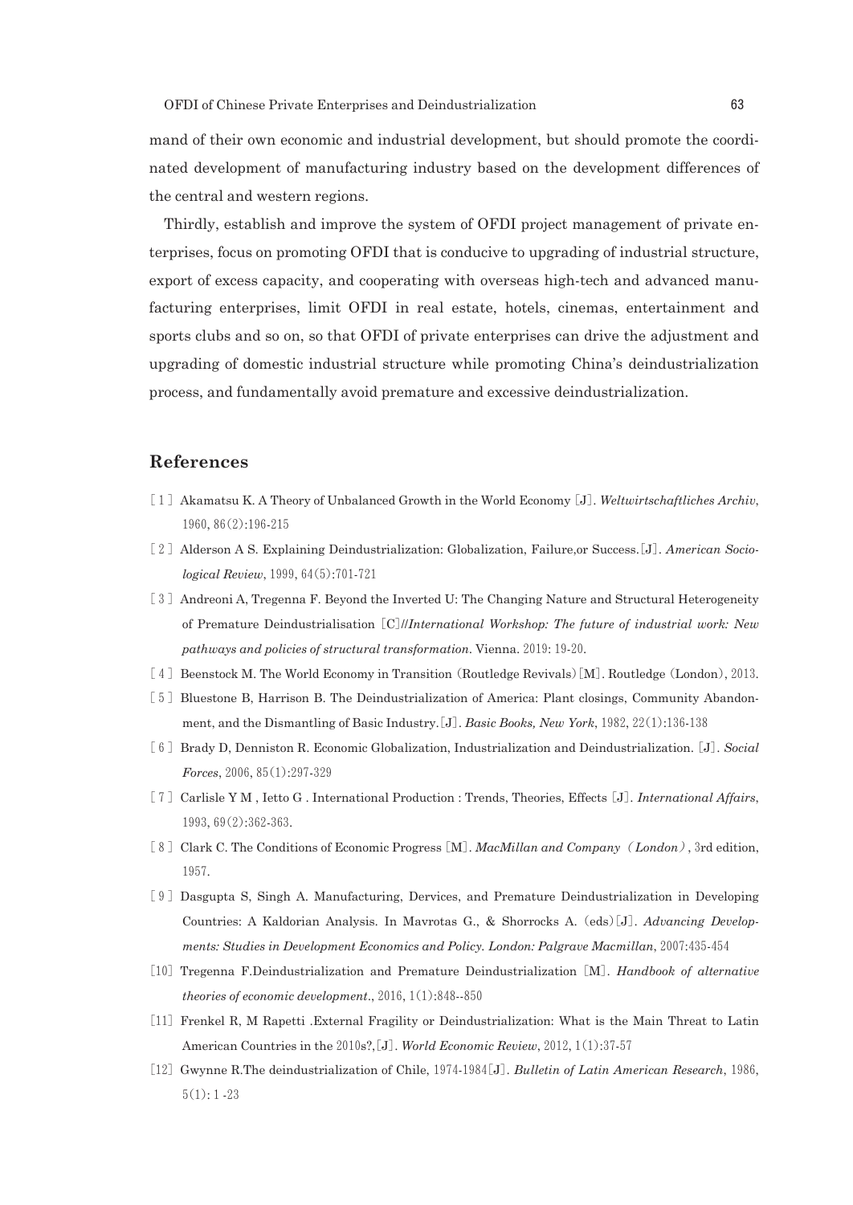mand of their own economic and industrial development, but should promote the coordinated development of manufacturing industry based on the development differences of the central and western regions.

Thirdly, establish and improve the system of OFDI project management of private enterprises, focus on promoting OFDI that is conducive to upgrading of industrial structure, export of excess capacity, and cooperating with overseas high-tech and advanced manufacturing enterprises, limit OFDI in real estate, hotels, cinemas, entertainment and sports clubs and so on, so that OFDI of private enterprises can drive the adjustment and upgrading of domestic industrial structure while promoting China's deindustrialization process, and fundamentally avoid premature and excessive deindustrialization.

## References

[1] Akamatsu K. A Theory of Unbalanced Growth in the World Economy [J]. *Weltwirtschaftliches Archiv*, 1960, 86(2):196-215

[2] Alderson A S. Explaining Deindustrialization: Globalization, Failure,or Success.[J]. *American Sociological Review*, 1999, 64(5):701-721

[3] Andreoni A, Tregenna F. Beyond the Inverted U: The Changing Nature and Structural Heterogeneity of Premature Deindustrialisation [C]//*International Workshop: The future of industrial work: New pathways and policies of structural transformation*. Vienna. 2019: 19-20.

[4] Beenstock M. The World Economy in Transition (Routledge Revivals)[M]. Routledge (London), 2013.

[5] Bluestone B, Harrison B. The Deindustrialization of America: Plant closings, Community Abandonment, and the Dismantling of Basic Industry.[J]. *Basic Books, New York*, 1982, 22(1):136-138

[6] Brady D, Denniston R. Economic Globalization, Industrialization and Deindustrialization. [J]. *Social Forces*, 2006, 85(1):297-329

[7] Carlisle Y M , Ietto G . International Production : Trends, Theories, Effects [J]. *International Affairs*, 1993, 69(2):362-363.

[8] Clark C. The Conditions of Economic Progress [M]. *MacMillan and Company（London）*, 3rd edition, 1957.

[9] Dasgupta S, Singh A. Manufacturing, Dervices, and Premature Deindustrialization in Developing Countries: A Kaldorian Analysis. In Mavrotas G., & Shorrocks A. (eds)[J]. *Advancing Developments: Studies in Development Economics and Policy. London: Palgrave Macmillan*, 2007:435-454

[10] Tregenna F.Deindustrialization and Premature Deindustrialization [M]. *Handbook of alternative theories of economic development*., 2016, 1(1):848--850

[11] Frenkel R, M Rapetti .External Fragility or Deindustrialization: What is the Main Threat to Latin American Countries in the 2010s?,[J]. *World Economic Review*, 2012, 1(1):37-57

[12] Gwynne R.The deindustrialization of Chile, 1974-1984[J]. *Bulletin of Latin American Research*, 1986, 5(1): 1 -23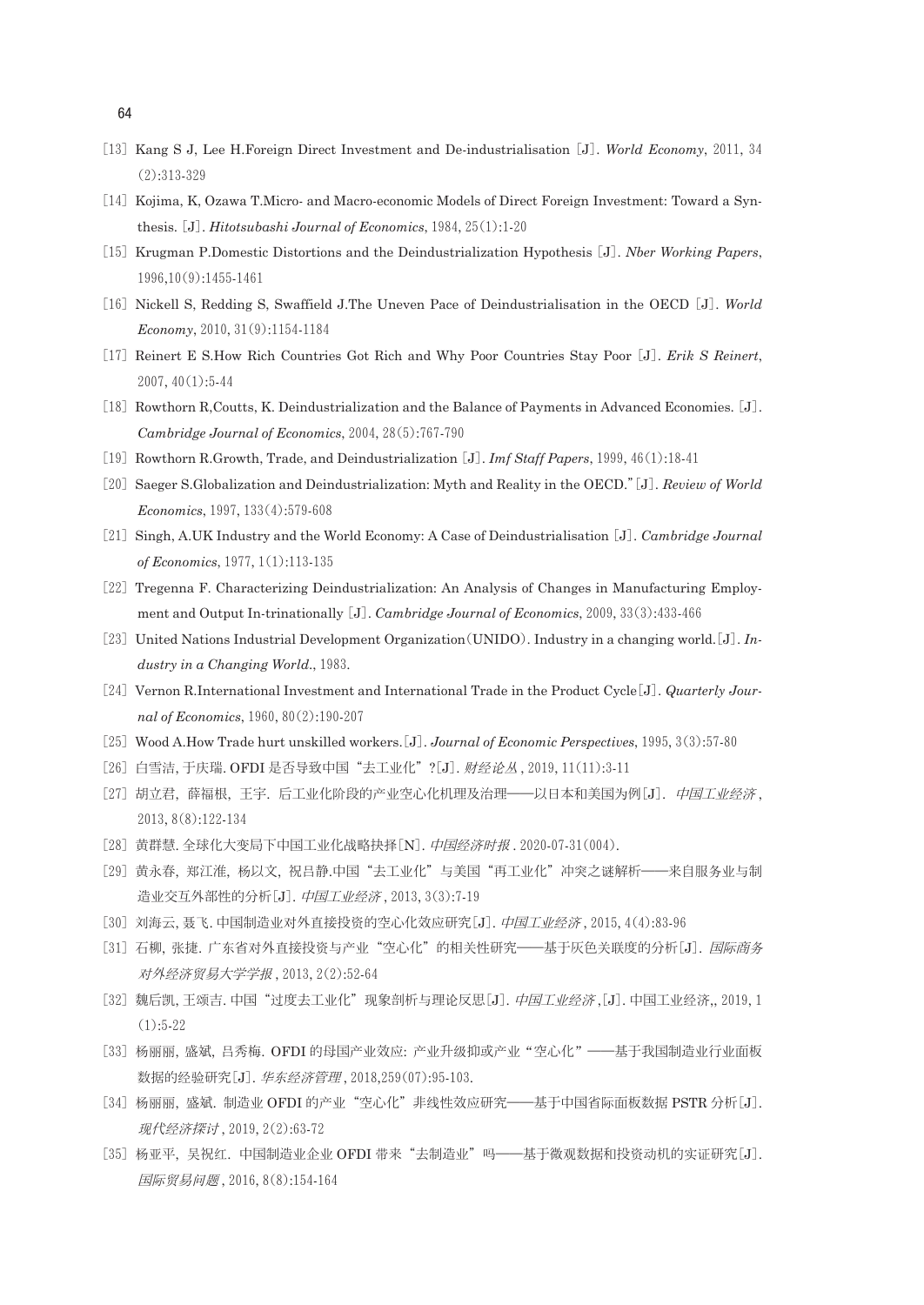[13] Kang S J, Lee H.Foreign Direct Investment and De-industrialisation [J]. *World Economy*, 2011, 34(2):313-329

[14] Kojima, K, Ozawa T.Micro- and Macro-economic Models of Direct Foreign Investment: Toward a Synthesis. [J]. *Hitotsubashi Journal of Economics*, 1984, 25(1):1-20

[15] Krugman P.Domestic Distortions and the Deindustrialization Hypothesis [J]. *Nber Working Papers*, 1996,10(9):1455-1461

[16] Nickell S, Redding S, Swaffield J.The Uneven Pace of Deindustrialisation in the OECD [J]. *World Economy*, 2010, 31(9):1154-1184

[17] Reinert E S.How Rich Countries Got Rich and Why Poor Countries Stay Poor [J]. *Erik S Reinert*, 2007, 40(1):5-44

[18] Rowthorn R,Coutts, K. Deindustrialization and the Balance of Payments in Advanced Economies. [J]. *Cambridge Journal of Economics*, 2004, 28(5):767-790

[19] Rowthorn R.Growth, Trade, and Deindustrialization [J]. *Imf Staff Papers*, 1999, 46(1):18-41

[20] Saeger S.Globalization and Deindustrialization: Myth and Reality in the OECD." [J]. *Review of World Economics*, 1997, 133(4):579-608

[21] Singh, A.UK Industry and the World Economy: A Case of Deindustrialisation [J]. *Cambridge Journal of Economics*, 1977, 1(1):113-135

[22] Tregenna F. Characterizing Deindustrialization: An Analysis of Changes in Manufacturing Employment and Output In-trinationally [J]. *Cambridge Journal of Economics*, 2009, 33(3):433-466

[23] United Nations Industrial Development Organization(UNIDO). Industry in a changing world.[J]. *Industry in a Changing World*., 1983.

[24] Vernon R.International Investment and International Trade in the Product Cycle[J]. *Quarterly Journal of Economics*, 1960, 80(2):190-207

[25] Wood A.How Trade hurt unskilled workers.[J]. *Journal of Economic Perspectives*, 1995, 3(3):57-80

[26] 白雪洁, 于庆瑞. OFDI 是否导致中国"去工业化"?[J]. *财经论丛*, 2019, 11(11):3-11

[27] 胡立君, 薛福根, 王宇. 后工业化阶段的产业空心化机理及治理——以日本和美国为例[J]. *中国工业经济*, 2013, 8(8):122-134

[28] 黄群慧. 全球化大变局下中国工业化战略抉择[N]. *中国经济时报*. 2020-07-31(004).

[29] 黄永春, 郑江淮, 杨以文, 祝吕静.中国"去工业化"与美国"再工业化"冲突之谜解析——来自服务业与制造业交互外部性的分析[J]. *中国工业经济*, 2013, 3(3):7-19

[30] 刘海云, 聂飞. 中国制造业对外直接投资的空心化效应研究[J]. *中国工业经济*, 2015, 4(4):83-96

[31] 石柳, 张捷. 广东省对外直接投资与产业"空心化"的相关性研究——基于灰色关联度的分析[J]. *国际商务对外经济贸易大学学报*, 2013, 2(2):52-64

[32] 魏后凯, 王颂吉. 中国"过度去工业化"现象剖析与理论反思[J]. *中国工业经济*,[J]. 中国工业经济,, 2019, 1(1):5-22

[33] 杨丽丽, 盛斌, 吕秀梅. OFDI 的母国产业效应: 产业升级抑或产业"空心化"——基于我国制造业行业面板数据的经验研究[J]. *华东经济管理*, 2018,259(07):95-103.

[34] 杨丽丽, 盛斌. 制造业 OFDI 的产业"空心化"非线性效应研究——基于中国省际面板数据 PSTR 分析[J]. *现代经济探讨*, 2019, 2(2):63-72

[35] 杨亚平, 吴祝红. 中国制造业企业 OFDI 带来"去制造业"吗——基于微观数据和投资动机的实证研究[J]. *国际贸易问题*, 2016, 8(8):154-164